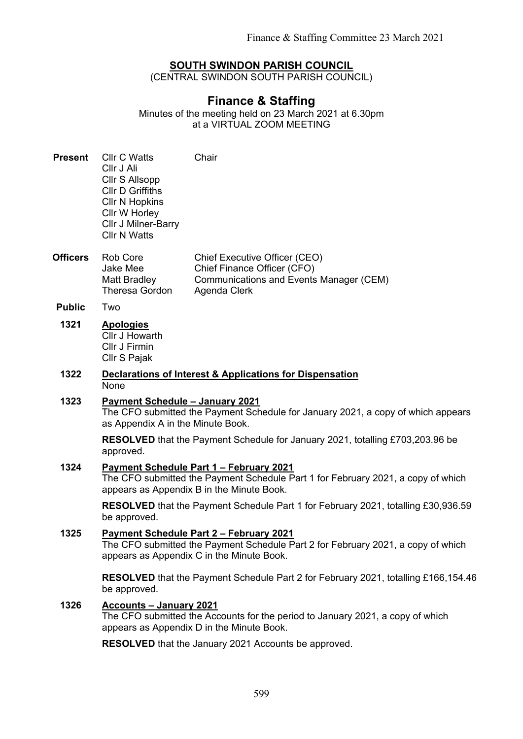# SOUTH SWINDON PARISH COUNCIL

(CENTRAL SWINDON SOUTH PARISH COUNCIL)

## Finance & Staffing

Minutes of the meeting held on 23 March 2021 at 6.30pm
at a VIRTUAL ZOOM MEETING

**Present**

Cllr C Watts — Chair
Cllr J Ali
Cllr S Allsopp
Cllr D Griffiths
Cllr N Hopkins
Cllr W Horley
Cllr J Milner-Barry
Cllr N Watts

**Officers**

Rob Core — Chief Executive Officer (CEO)
Jake Mee — Chief Finance Officer (CFO)
Matt Bradley — Communications and Events Manager (CEM)
Theresa Gordon — Agenda Clerk

**Public** Two

**1321 Apologies**

Cllr J Howarth
Cllr J Firmin
Cllr S Pajak

**1322 Declarations of Interest & Applications for Dispensation**

None

**1323 Payment Schedule – January 2021**

The CFO submitted the Payment Schedule for January 2021, a copy of which appears as Appendix A in the Minute Book.

**RESOLVED** that the Payment Schedule for January 2021, totalling £703,203.96 be approved.

**1324 Payment Schedule Part 1 – February 2021**

The CFO submitted the Payment Schedule Part 1 for February 2021, a copy of which appears as Appendix B in the Minute Book.

**RESOLVED** that the Payment Schedule Part 1 for February 2021, totalling £30,936.59 be approved.

**1325 Payment Schedule Part 2 – February 2021**

The CFO submitted the Payment Schedule Part 2 for February 2021, a copy of which appears as Appendix C in the Minute Book.

**RESOLVED** that the Payment Schedule Part 2 for February 2021, totalling £166,154.46 be approved.

**1326 Accounts – January 2021**

The CFO submitted the Accounts for the period to January 2021, a copy of which appears as Appendix D in the Minute Book.

**RESOLVED** that the January 2021 Accounts be approved.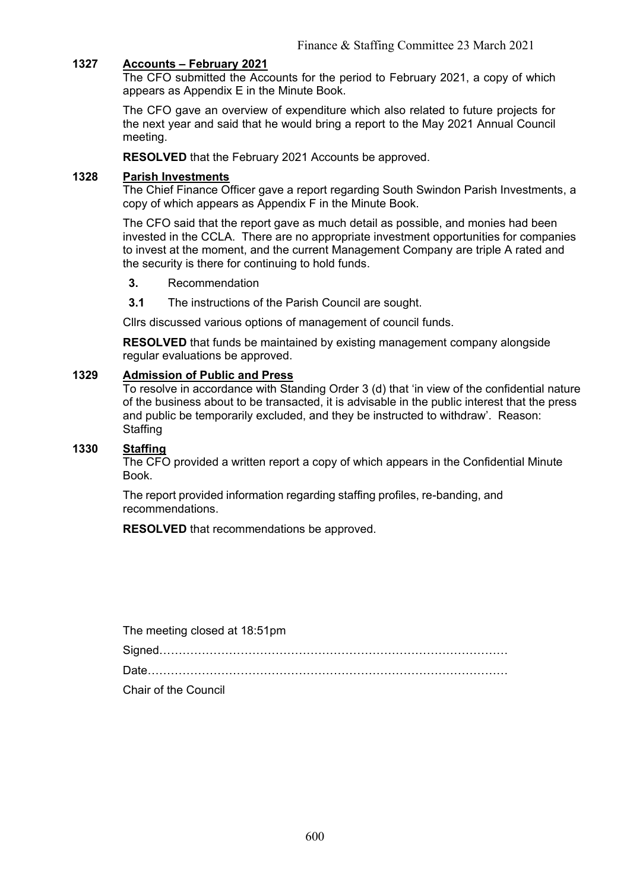### 1327 Accounts – February 2021

The CFO submitted the Accounts for the period to February 2021, a copy of which appears as Appendix E in the Minute Book.

The CFO gave an overview of expenditure which also related to future projects for the next year and said that he would bring a report to the May 2021 Annual Council meeting.

**RESOLVED** that the February 2021 Accounts be approved.

### 1328 Parish Investments

The Chief Finance Officer gave a report regarding South Swindon Parish Investments, a copy of which appears as Appendix F in the Minute Book.

The CFO said that the report gave as much detail as possible, and monies had been invested in the CCLA. There are no appropriate investment opportunities for companies to invest at the moment, and the current Management Company are triple A rated and the security is there for continuing to hold funds.

**3.** Recommendation

**3.1** The instructions of the Parish Council are sought.

Cllrs discussed various options of management of council funds.

**RESOLVED** that funds be maintained by existing management company alongside regular evaluations be approved.

### 1329 Admission of Public and Press

To resolve in accordance with Standing Order 3 (d) that 'in view of the confidential nature of the business about to be transacted, it is advisable in the public interest that the press and public be temporarily excluded, and they be instructed to withdraw'. Reason: Staffing

### 1330 Staffing

The CFO provided a written report a copy of which appears in the Confidential Minute Book.

The report provided information regarding staffing profiles, re-banding, and recommendations.

**RESOLVED** that recommendations be approved.

The meeting closed at 18:51pm

Signed………………………………………………………………………………

Date…………………………………………………………………………………

Chair of the Council